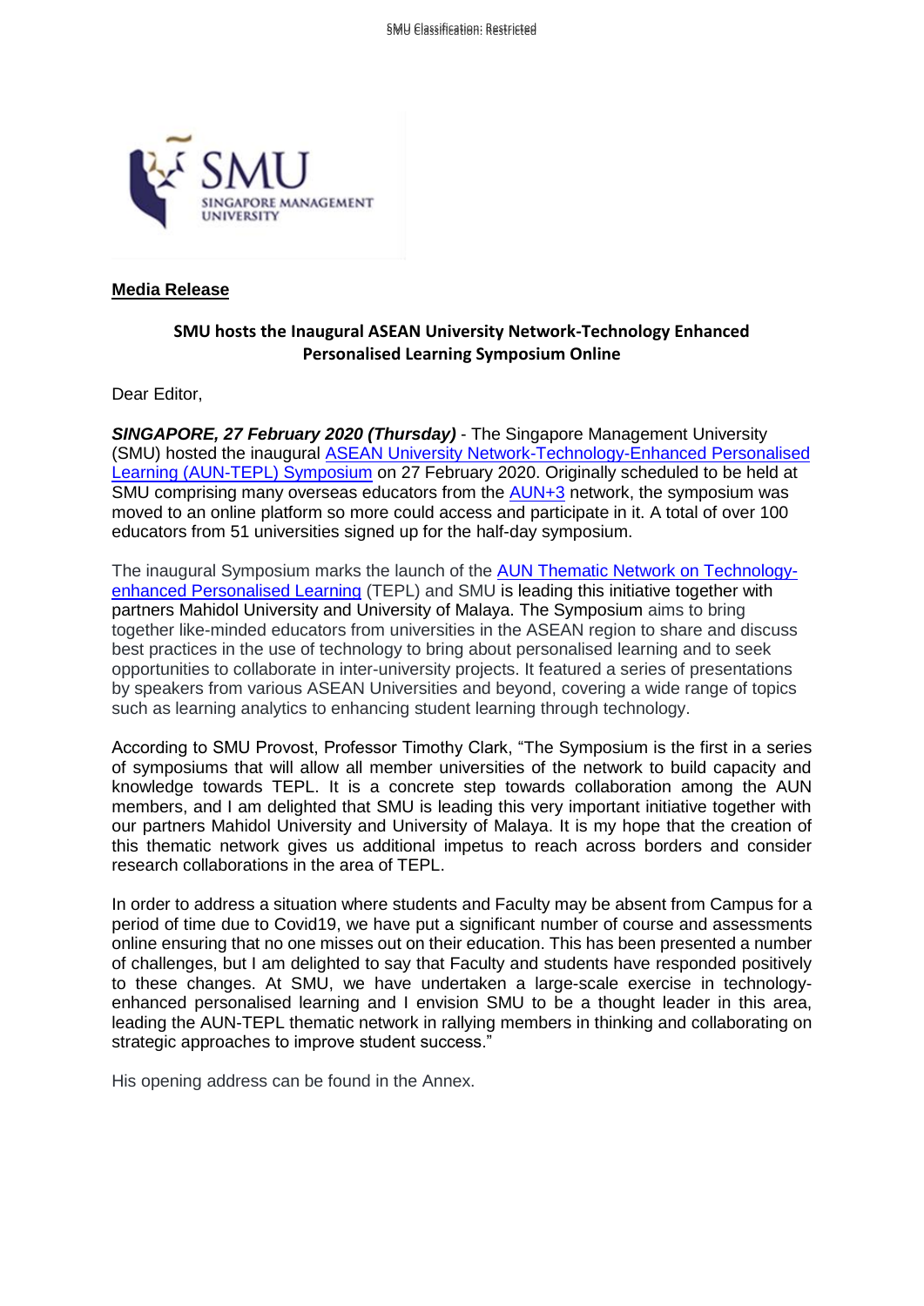**Media Release**

**SMU hosts the Inaugural ASEAN University Network-Technology Enhanced Personalised Learning Symposium Online**

Dear Editor,

***SINGAPORE, 27 February 2020 (Thursday)*** - The Singapore Management University (SMU) hosted the inaugural ASEAN University Network-Technology-Enhanced Personalised Learning (AUN-TEPL) Symposium on 27 February 2020. Originally scheduled to be held at SMU comprising many overseas educators from the AUN+3 network, the symposium was moved to an online platform so more could access and participate in it. A total of over 100 educators from 51 universities signed up for the half-day symposium.

The inaugural Symposium marks the launch of the AUN Thematic Network on Technology-enhanced Personalised Learning (TEPL) and SMU is leading this initiative together with partners Mahidol University and University of Malaya. The Symposium aims to bring together like-minded educators from universities in the ASEAN region to share and discuss best practices in the use of technology to bring about personalised learning and to seek opportunities to collaborate in inter-university projects. It featured a series of presentations by speakers from various ASEAN Universities and beyond, covering a wide range of topics such as learning analytics to enhancing student learning through technology.

According to SMU Provost, Professor Timothy Clark, "The Symposium is the first in a series of symposiums that will allow all member universities of the network to build capacity and knowledge towards TEPL. It is a concrete step towards collaboration among the AUN members, and I am delighted that SMU is leading this very important initiative together with our partners Mahidol University and University of Malaya. It is my hope that the creation of this thematic network gives us additional impetus to reach across borders and consider research collaborations in the area of TEPL.

In order to address a situation where students and Faculty may be absent from Campus for a period of time due to Covid19, we have put a significant number of course and assessments online ensuring that no one misses out on their education. This has been presented a number of challenges, but I am delighted to say that Faculty and students have responded positively to these changes. At SMU, we have undertaken a large-scale exercise in technology-enhanced personalised learning and I envision SMU to be a thought leader in this area, leading the AUN-TEPL thematic network in rallying members in thinking and collaborating on strategic approaches to improve student success."

His opening address can be found in the Annex.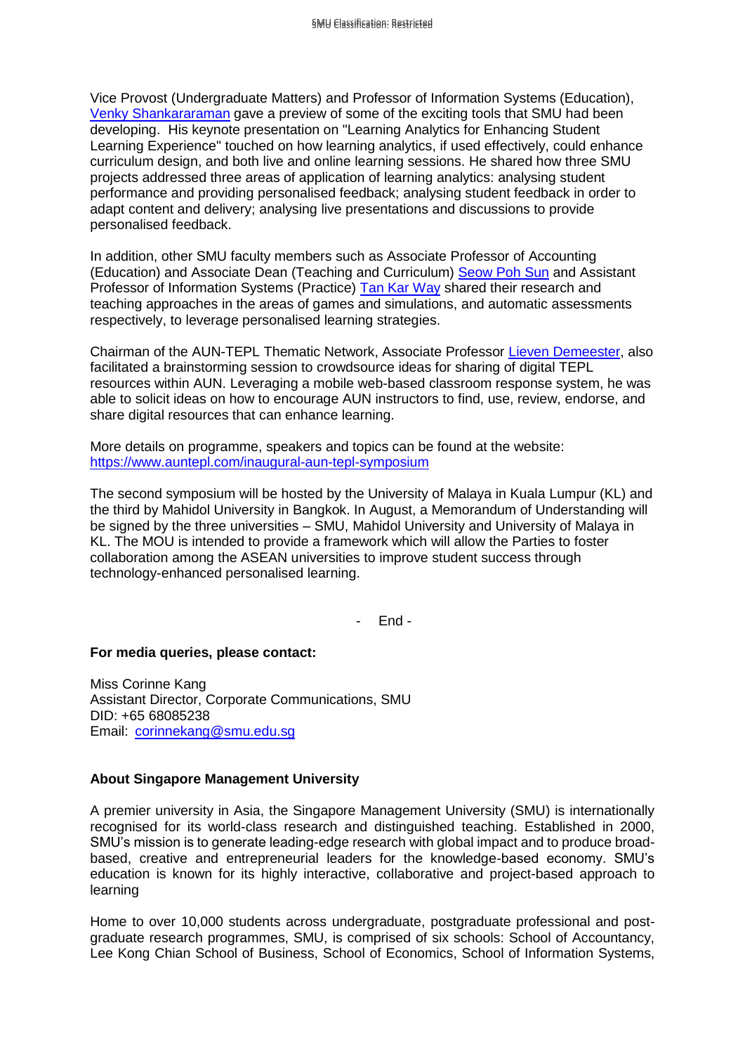Vice Provost (Undergraduate Matters) and Professor of Information Systems (Education), [Venky Shankararaman](#) gave a preview of some of the exciting tools that SMU had been developing. His keynote presentation on "Learning Analytics for Enhancing Student Learning Experience" touched on how learning analytics, if used effectively, could enhance curriculum design, and both live and online learning sessions. He shared how three SMU projects addressed three areas of application of learning analytics: analysing student performance and providing personalised feedback; analysing student feedback in order to adapt content and delivery; analysing live presentations and discussions to provide personalised feedback.

In addition, other SMU faculty members such as Associate Professor of Accounting (Education) and Associate Dean (Teaching and Curriculum) [Seow Poh Sun](#) and Assistant Professor of Information Systems (Practice) [Tan Kar Way](#) shared their research and teaching approaches in the areas of games and simulations, and automatic assessments respectively, to leverage personalised learning strategies.

Chairman of the AUN-TEPL Thematic Network, Associate Professor [Lieven Demeester](#), also facilitated a brainstorming session to crowdsource ideas for sharing of digital TEPL resources within AUN. Leveraging a mobile web-based classroom response system, he was able to solicit ideas on how to encourage AUN instructors to find, use, review, endorse, and share digital resources that can enhance learning.

More details on programme, speakers and topics can be found at the website: https://www.auntepl.com/inaugural-aun-tepl-symposium

The second symposium will be hosted by the University of Malaya in Kuala Lumpur (KL) and the third by Mahidol University in Bangkok. In August, a Memorandum of Understanding will be signed by the three universities – SMU, Mahidol University and University of Malaya in KL. The MOU is intended to provide a framework which will allow the Parties to foster collaboration among the ASEAN universities to improve student success through technology-enhanced personalised learning.

\- End -

**For media queries, please contact:**

Miss Corinne Kang
Assistant Director, Corporate Communications, SMU
DID: +65 68085238
Email: corinnekang@smu.edu.sg

**About Singapore Management University**

A premier university in Asia, the Singapore Management University (SMU) is internationally recognised for its world-class research and distinguished teaching. Established in 2000, SMU's mission is to generate leading-edge research with global impact and to produce broad-based, creative and entrepreneurial leaders for the knowledge-based economy. SMU's education is known for its highly interactive, collaborative and project-based approach to learning

Home to over 10,000 students across undergraduate, postgraduate professional and post-graduate research programmes, SMU, is comprised of six schools: School of Accountancy, Lee Kong Chian School of Business, School of Economics, School of Information Systems,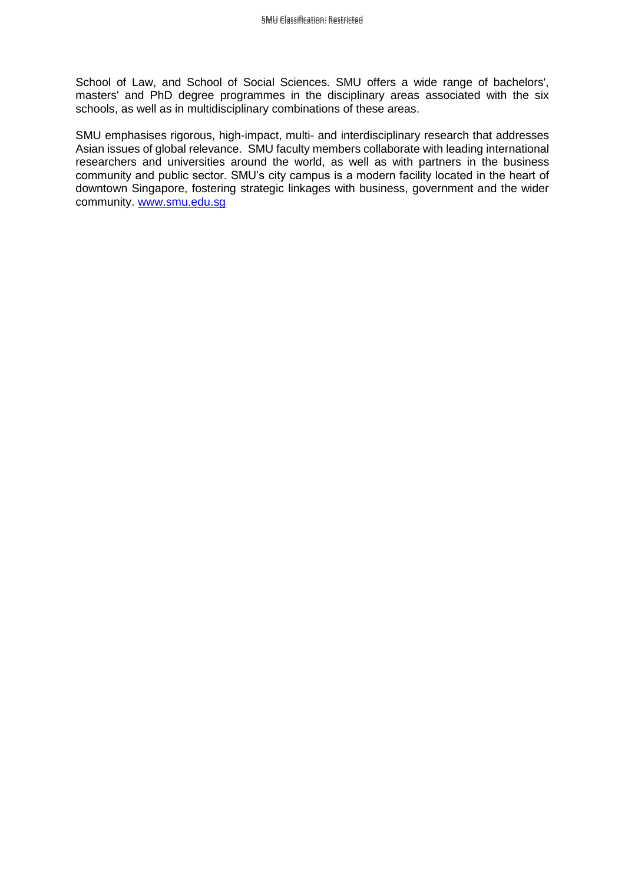School of Law, and School of Social Sciences. SMU offers a wide range of bachelors', masters' and PhD degree programmes in the disciplinary areas associated with the six schools, as well as in multidisciplinary combinations of these areas.

SMU emphasises rigorous, high-impact, multi- and interdisciplinary research that addresses Asian issues of global relevance. SMU faculty members collaborate with leading international researchers and universities around the world, as well as with partners in the business community and public sector. SMU's city campus is a modern facility located in the heart of downtown Singapore, fostering strategic linkages with business, government and the wider community. [www.smu.edu.sg](http://www.smu.edu.sg)